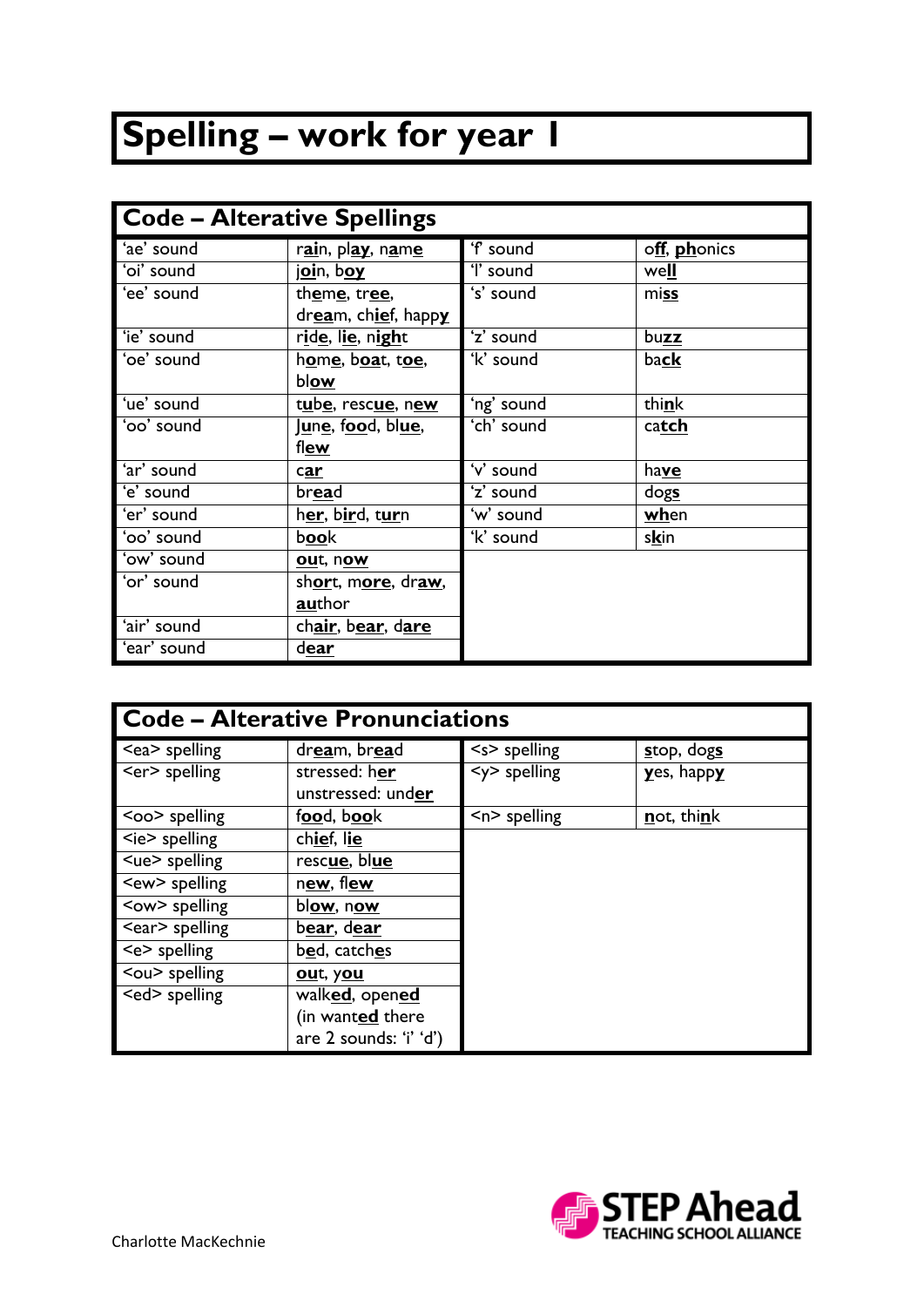# Spelling – work for year 1

## Code – Alterative Spellings

| | | | |
|---|---|---|---|
| 'ae' sound | r**ai**n, pl**ay**, n**a**m**e** | 'f' sound | o**ff**, **ph**onics |
| 'oi' sound | j**oi**n, b**oy** | 'l' sound | we**ll** |
| 'ee' sound | th**e**m**e**, tr**ee**, dr**ea**m, ch**ie**f, happ**y** | 's' sound | mi**ss** |
| 'ie' sound | r**i**d**e**, l**ie**, n**igh**t | 'z' sound | bu**zz** |
| 'oe' sound | h**o**m**e**, b**oa**t, t**oe**, bl**ow** | 'k' sound | ba**ck** |
| 'ue' sound | t**u**b**e**, resc**ue**, n**ew** | 'ng' sound | thi**n**k |
| 'oo' sound | J**u**n**e**, f**oo**d, bl**ue**, fl**ew** | 'ch' sound | ca**tch** |
| 'ar' sound | c**ar** | 'v' sound | ha**ve** |
| 'e' sound | br**ea**d | 'z' sound | dog**s** |
| 'er' sound | h**er**, b**ir**d, t**ur**n | 'w' sound | **wh**en |
| 'oo' sound | b**oo**k | 'k' sound | s**k**in |
| 'ow' sound | **ou**t, n**ow** | | |
| 'or' sound | sh**or**t, m**ore**, dr**aw**, **au**thor | | |
| 'air' sound | ch**air**, b**ear**, d**are** | | |
| 'ear' sound | d**ear** | | |

## Code – Alterative Pronunciations

| | | | |
|---|---|---|---|
| <ea> spelling | dr**ea**m, br**ea**d | <s> spelling | **s**top, dog**s** |
| <er> spelling | stressed: h**er**<br>unstressed: und**er** | <y> spelling | **y**es, happ**y** |
| <oo> spelling | f**oo**d, b**oo**k | <n> spelling | **n**ot, thi**n**k |
| <ie> spelling | ch**ie**f, l**ie** | | |
| <ue> spelling | resc**ue**, bl**ue** | | |
| <ew> spelling | n**ew**, fl**ew** | | |
| <ow> spelling | bl**ow**, n**ow** | | |
| <ear> spelling | b**ear**, d**ear** | | |
| <e> spelling | b**e**d, catch**e**s | | |
| <ou> spelling | **ou**t, y**ou** | | |
| <ed> spelling | walk**ed**, open**ed** (in want**ed** there are 2 sounds: 'i' 'd') | | |

Charlotte MacKechnie

STEP Ahead TEACHING SCHOOL ALLIANCE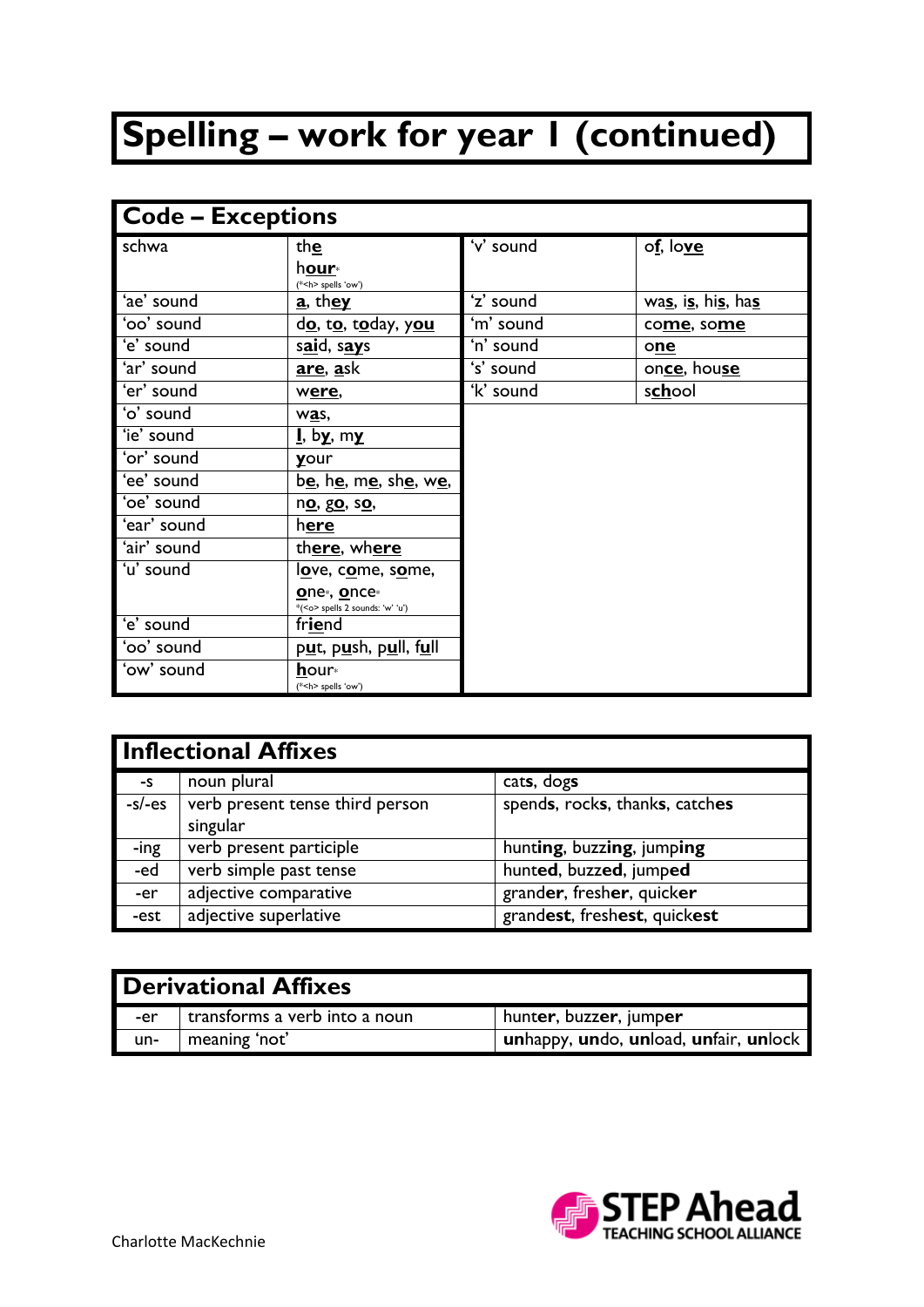# Spelling – work for year 1 (continued)

## Code – Exceptions

| | | | |
|---|---|---|---|
| schwa | the<br>hour* (*<h> spells 'ow') | 'v' sound | of, love |
| 'ae' sound | a, they | 'z' sound | was, is, his, has |
| 'oo' sound | do, to, today, you | 'm' sound | come, some |
| 'e' sound | said, says | 'n' sound | one |
| 'ar' sound | are, ask | 's' sound | once, house |
| 'er' sound | were, | 'k' sound | school |
| 'o' sound | was, | | |
| 'ie' sound | I, by, my | | |
| 'or' sound | your | | |
| 'ee' sound | be, he, me, she, we, | | |
| 'oe' sound | no, go, so, | | |
| 'ear' sound | here | | |
| 'air' sound | there, where | | |
| 'u' sound | love, come, some, one*, once* *(<o> spells 2 sounds: 'w' 'u') | | |
| 'e' sound | friend | | |
| 'oo' sound | put, push, pull, full | | |
| 'ow' sound | hour* (*<h> spells 'ow') | | |

## Inflectional Affixes

| | | |
|---|---|---|
| -s | noun plural | cat**s**, dog**s** |
| -s/-es | verb present tense third person singular | spend**s**, rock**s**, thank**s**, catch**es** |
| -ing | verb present participle | hunt**ing**, buzz**ing**, jump**ing** |
| -ed | verb simple past tense | hunt**ed**, buzz**ed**, jump**ed** |
| -er | adjective comparative | grand**er**, fresh**er**, quick**er** |
| -est | adjective superlative | grand**est**, fresh**est**, quick**est** |

## Derivational Affixes

| | | |
|---|---|---|
| -er | transforms a verb into a noun | hunt**er**, buzz**er**, jump**er** |
| un- | meaning 'not' | **un**happy, **un**do, **un**load, **un**fair, **un**lock |

Charlotte MacKechnie

STEP Ahead TEACHING SCHOOL ALLIANCE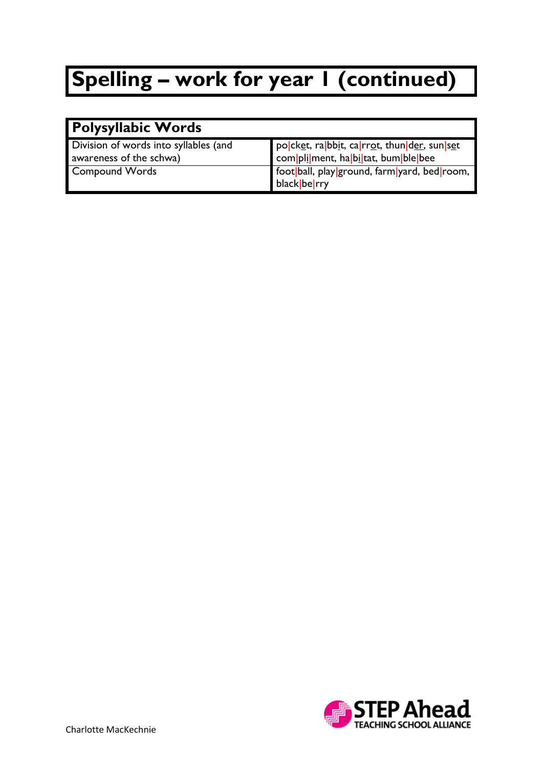# Spelling – work for year 1 (continued)

| Polysyllabic Words | |
|---|---|
| Division of words into syllables (and awareness of the schwa) | po\|cket, ra\|bbit, ca\|rrot, thun\|der, sun\|set com\|pli\|ment, ha\|bi\|tat, bum\|ble\|bee |
| Compound Words | foot\|ball, play\|ground, farm\|yard, bed\|room, black\|be\|rry |

Charlotte MacKechnie

STEP Ahead TEACHING SCHOOL ALLIANCE